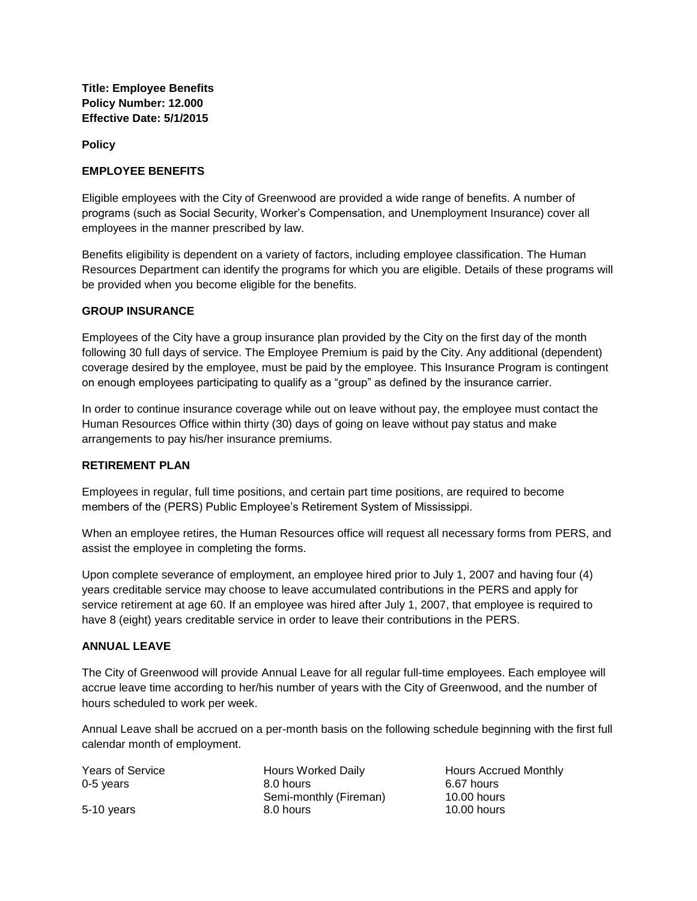**Title: Employee Benefits**
**Policy Number: 12.000**
**Effective Date: 5/1/2015**

**Policy**

## EMPLOYEE BENEFITS

Eligible employees with the City of Greenwood are provided a wide range of benefits. A number of programs (such as Social Security, Worker's Compensation, and Unemployment Insurance) cover all employees in the manner prescribed by law.

Benefits eligibility is dependent on a variety of factors, including employee classification. The Human Resources Department can identify the programs for which you are eligible. Details of these programs will be provided when you become eligible for the benefits.

## GROUP INSURANCE

Employees of the City have a group insurance plan provided by the City on the first day of the month following 30 full days of service. The Employee Premium is paid by the City. Any additional (dependent) coverage desired by the employee, must be paid by the employee. This Insurance Program is contingent on enough employees participating to qualify as a "group" as defined by the insurance carrier.

In order to continue insurance coverage while out on leave without pay, the employee must contact the Human Resources Office within thirty (30) days of going on leave without pay status and make arrangements to pay his/her insurance premiums.

## RETIREMENT PLAN

Employees in regular, full time positions, and certain part time positions, are required to become members of the (PERS) Public Employee's Retirement System of Mississippi.

When an employee retires, the Human Resources office will request all necessary forms from PERS, and assist the employee in completing the forms.

Upon complete severance of employment, an employee hired prior to July 1, 2007 and having four (4) years creditable service may choose to leave accumulated contributions in the PERS and apply for service retirement at age 60. If an employee was hired after July 1, 2007, that employee is required to have 8 (eight) years creditable service in order to leave their contributions in the PERS.

## ANNUAL LEAVE

The City of Greenwood will provide Annual Leave for all regular full-time employees. Each employee will accrue leave time according to her/his number of years with the City of Greenwood, and the number of hours scheduled to work per week.

Annual Leave shall be accrued on a per-month basis on the following schedule beginning with the first full calendar month of employment.

| Years of Service | Hours Worked Daily | Hours Accrued Monthly |
| --- | --- | --- |
| 0-5 years | 8.0 hours | 6.67 hours |
| | Semi-monthly (Fireman) | 10.00 hours |
| 5-10 years | 8.0 hours | 10.00 hours |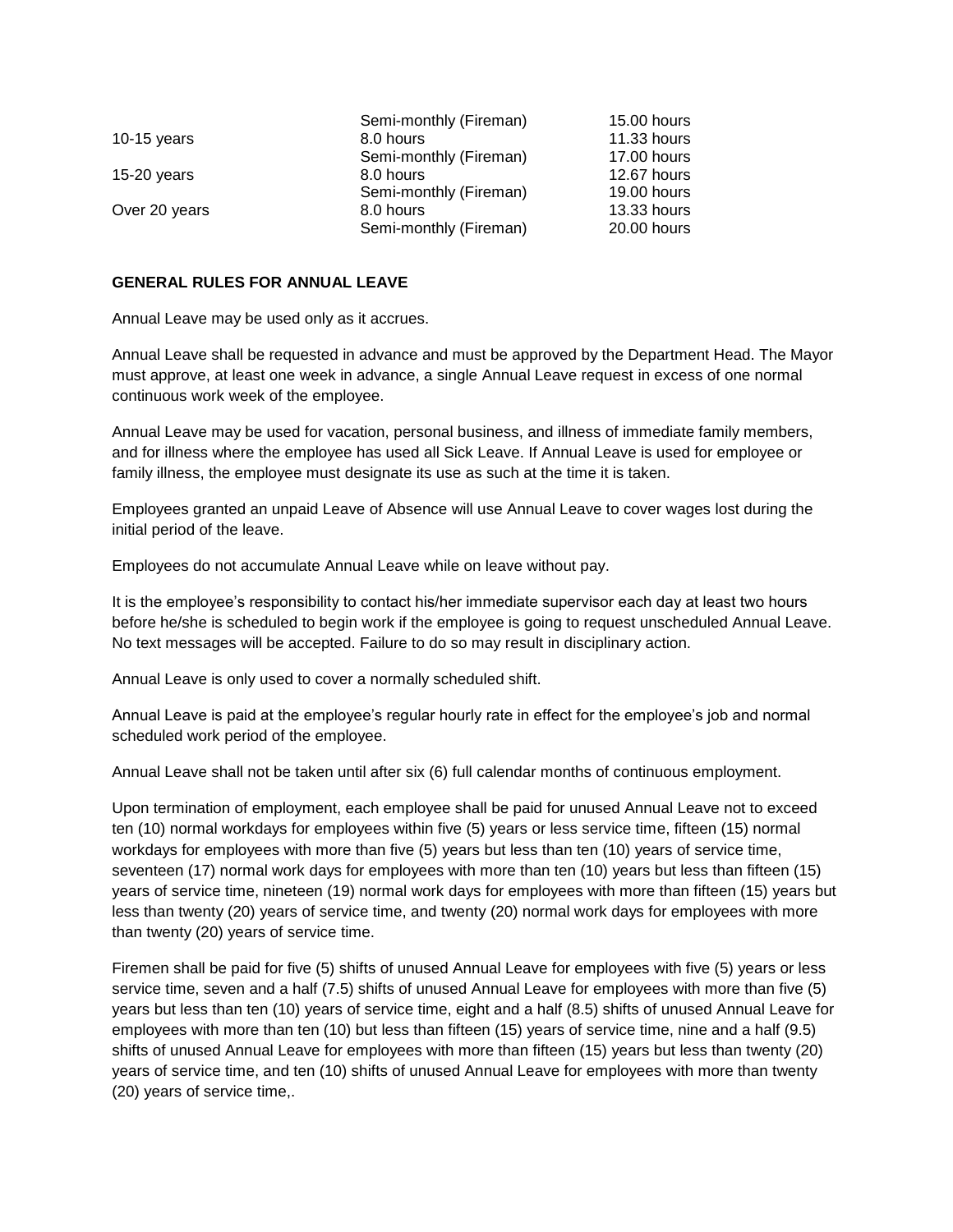| | | |
|---|---|---|
| | Semi-monthly (Fireman) | 15.00 hours |
| 10-15 years | 8.0 hours | 11.33 hours |
| | Semi-monthly (Fireman) | 17.00 hours |
| 15-20 years | 8.0 hours | 12.67 hours |
| | Semi-monthly (Fireman) | 19.00 hours |
| Over 20 years | 8.0 hours | 13.33 hours |
| | Semi-monthly (Fireman) | 20.00 hours |

**GENERAL RULES FOR ANNUAL LEAVE**

Annual Leave may be used only as it accrues.

Annual Leave shall be requested in advance and must be approved by the Department Head. The Mayor must approve, at least one week in advance, a single Annual Leave request in excess of one normal continuous work week of the employee.

Annual Leave may be used for vacation, personal business, and illness of immediate family members, and for illness where the employee has used all Sick Leave. If Annual Leave is used for employee or family illness, the employee must designate its use as such at the time it is taken.

Employees granted an unpaid Leave of Absence will use Annual Leave to cover wages lost during the initial period of the leave.

Employees do not accumulate Annual Leave while on leave without pay.

It is the employee's responsibility to contact his/her immediate supervisor each day at least two hours before he/she is scheduled to begin work if the employee is going to request unscheduled Annual Leave. No text messages will be accepted. Failure to do so may result in disciplinary action.

Annual Leave is only used to cover a normally scheduled shift.

Annual Leave is paid at the employee's regular hourly rate in effect for the employee's job and normal scheduled work period of the employee.

Annual Leave shall not be taken until after six (6) full calendar months of continuous employment.

Upon termination of employment, each employee shall be paid for unused Annual Leave not to exceed ten (10) normal workdays for employees within five (5) years or less service time, fifteen (15) normal workdays for employees with more than five (5) years but less than ten (10) years of service time, seventeen (17) normal work days for employees with more than ten (10) years but less than fifteen (15) years of service time, nineteen (19) normal work days for employees with more than fifteen (15) years but less than twenty (20) years of service time, and twenty (20) normal work days for employees with more than twenty (20) years of service time.

Firemen shall be paid for five (5) shifts of unused Annual Leave for employees with five (5) years or less service time, seven and a half (7.5) shifts of unused Annual Leave for employees with more than five (5) years but less than ten (10) years of service time, eight and a half (8.5) shifts of unused Annual Leave for employees with more than ten (10) but less than fifteen (15) years of service time, nine and a half (9.5) shifts of unused Annual Leave for employees with more than fifteen (15) years but less than twenty (20) years of service time, and ten (10) shifts of unused Annual Leave for employees with more than twenty (20) years of service time,.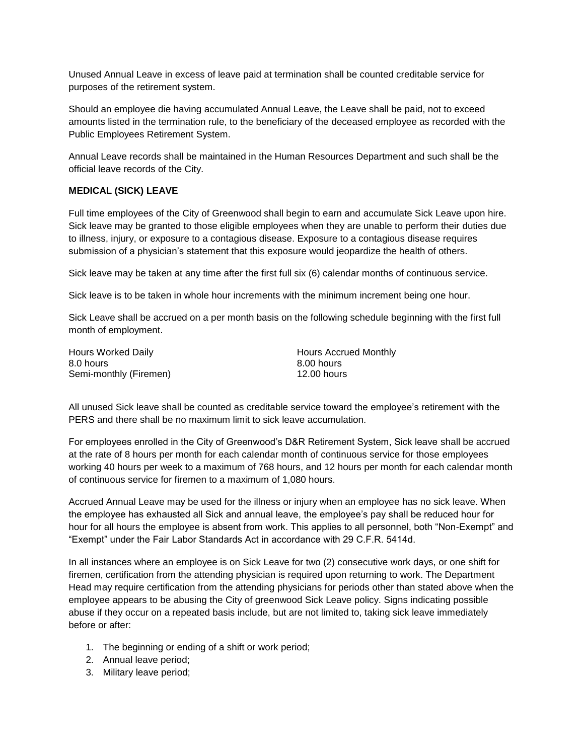Unused Annual Leave in excess of leave paid at termination shall be counted creditable service for purposes of the retirement system.

Should an employee die having accumulated Annual Leave, the Leave shall be paid, not to exceed amounts listed in the termination rule, to the beneficiary of the deceased employee as recorded with the Public Employees Retirement System.

Annual Leave records shall be maintained in the Human Resources Department and such shall be the official leave records of the City.

**MEDICAL (SICK) LEAVE**

Full time employees of the City of Greenwood shall begin to earn and accumulate Sick Leave upon hire. Sick leave may be granted to those eligible employees when they are unable to perform their duties due to illness, injury, or exposure to a contagious disease. Exposure to a contagious disease requires submission of a physician's statement that this exposure would jeopardize the health of others.

Sick leave may be taken at any time after the first full six (6) calendar months of continuous service.

Sick leave is to be taken in whole hour increments with the minimum increment being one hour.

Sick Leave shall be accrued on a per month basis on the following schedule beginning with the first full month of employment.

| Hours Worked Daily | Hours Accrued Monthly |
|---|---|
| 8.0 hours | 8.00 hours |
| Semi-monthly (Firemen) | 12.00 hours |

All unused Sick leave shall be counted as creditable service toward the employee's retirement with the PERS and there shall be no maximum limit to sick leave accumulation.

For employees enrolled in the City of Greenwood's D&R Retirement System, Sick leave shall be accrued at the rate of 8 hours per month for each calendar month of continuous service for those employees working 40 hours per week to a maximum of 768 hours, and 12 hours per month for each calendar month of continuous service for firemen to a maximum of 1,080 hours.

Accrued Annual Leave may be used for the illness or injury when an employee has no sick leave. When the employee has exhausted all Sick and annual leave, the employee's pay shall be reduced hour for hour for all hours the employee is absent from work. This applies to all personnel, both "Non-Exempt" and "Exempt" under the Fair Labor Standards Act in accordance with 29 C.F.R. 5414d.

In all instances where an employee is on Sick Leave for two (2) consecutive work days, or one shift for firemen, certification from the attending physician is required upon returning to work. The Department Head may require certification from the attending physicians for periods other than stated above when the employee appears to be abusing the City of greenwood Sick Leave policy. Signs indicating possible abuse if they occur on a repeated basis include, but are not limited to, taking sick leave immediately before or after:

1. The beginning or ending of a shift or work period;
2. Annual leave period;
3. Military leave period;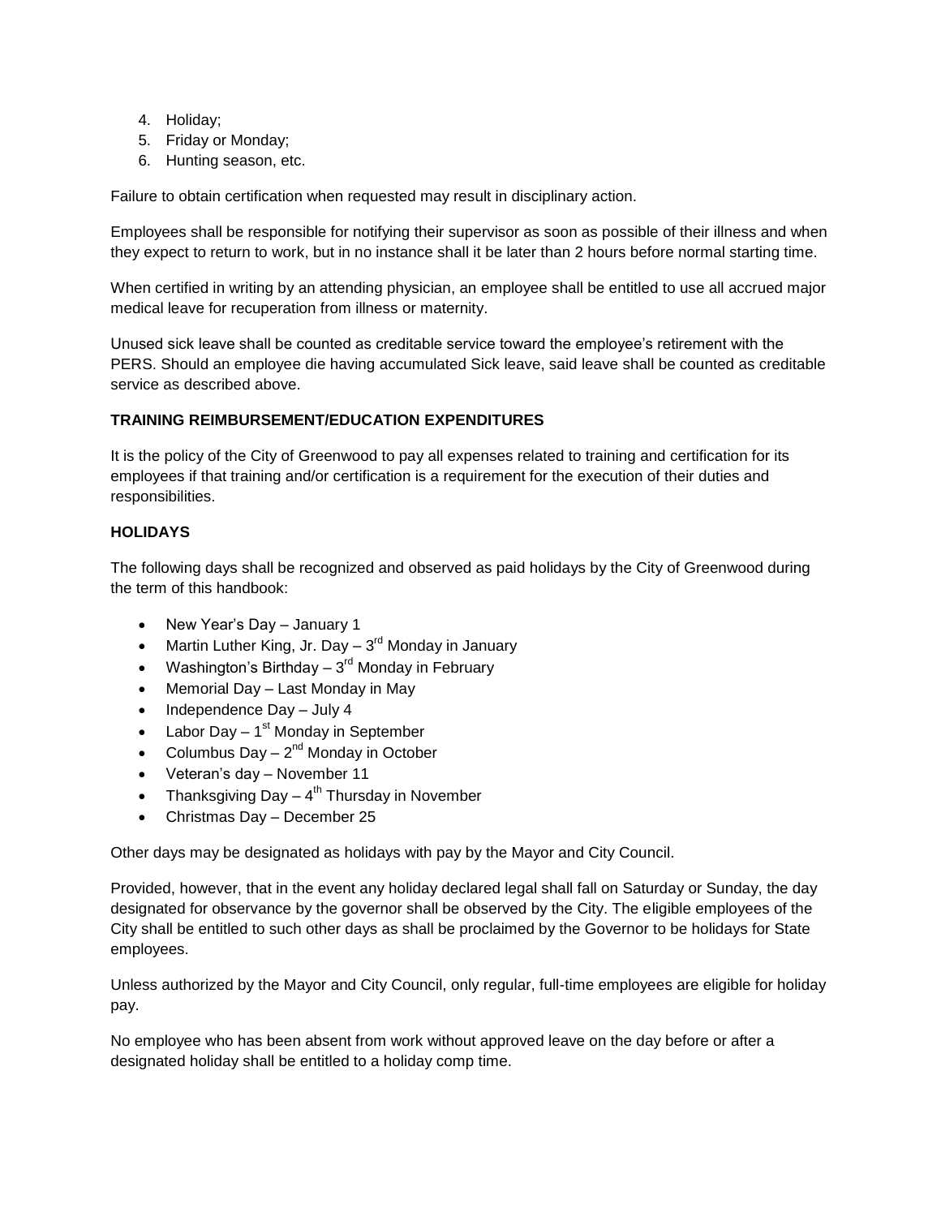4. Holiday;
5. Friday or Monday;
6. Hunting season, etc.

Failure to obtain certification when requested may result in disciplinary action.

Employees shall be responsible for notifying their supervisor as soon as possible of their illness and when they expect to return to work, but in no instance shall it be later than 2 hours before normal starting time.

When certified in writing by an attending physician, an employee shall be entitled to use all accrued major medical leave for recuperation from illness or maternity.

Unused sick leave shall be counted as creditable service toward the employee's retirement with the PERS. Should an employee die having accumulated Sick leave, said leave shall be counted as creditable service as described above.

**TRAINING REIMBURSEMENT/EDUCATION EXPENDITURES**

It is the policy of the City of Greenwood to pay all expenses related to training and certification for its employees if that training and/or certification is a requirement for the execution of their duties and responsibilities.

**HOLIDAYS**

The following days shall be recognized and observed as paid holidays by the City of Greenwood during the term of this handbook:

- New Year's Day – January 1
- Martin Luther King, Jr. Day – 3rd Monday in January
- Washington's Birthday – 3rd Monday in February
- Memorial Day – Last Monday in May
- Independence Day – July 4
- Labor Day – 1st Monday in September
- Columbus Day – 2nd Monday in October
- Veteran's day – November 11
- Thanksgiving Day – 4th Thursday in November
- Christmas Day – December 25

Other days may be designated as holidays with pay by the Mayor and City Council.

Provided, however, that in the event any holiday declared legal shall fall on Saturday or Sunday, the day designated for observance by the governor shall be observed by the City. The eligible employees of the City shall be entitled to such other days as shall be proclaimed by the Governor to be holidays for State employees.

Unless authorized by the Mayor and City Council, only regular, full-time employees are eligible for holiday pay.

No employee who has been absent from work without approved leave on the day before or after a designated holiday shall be entitled to a holiday comp time.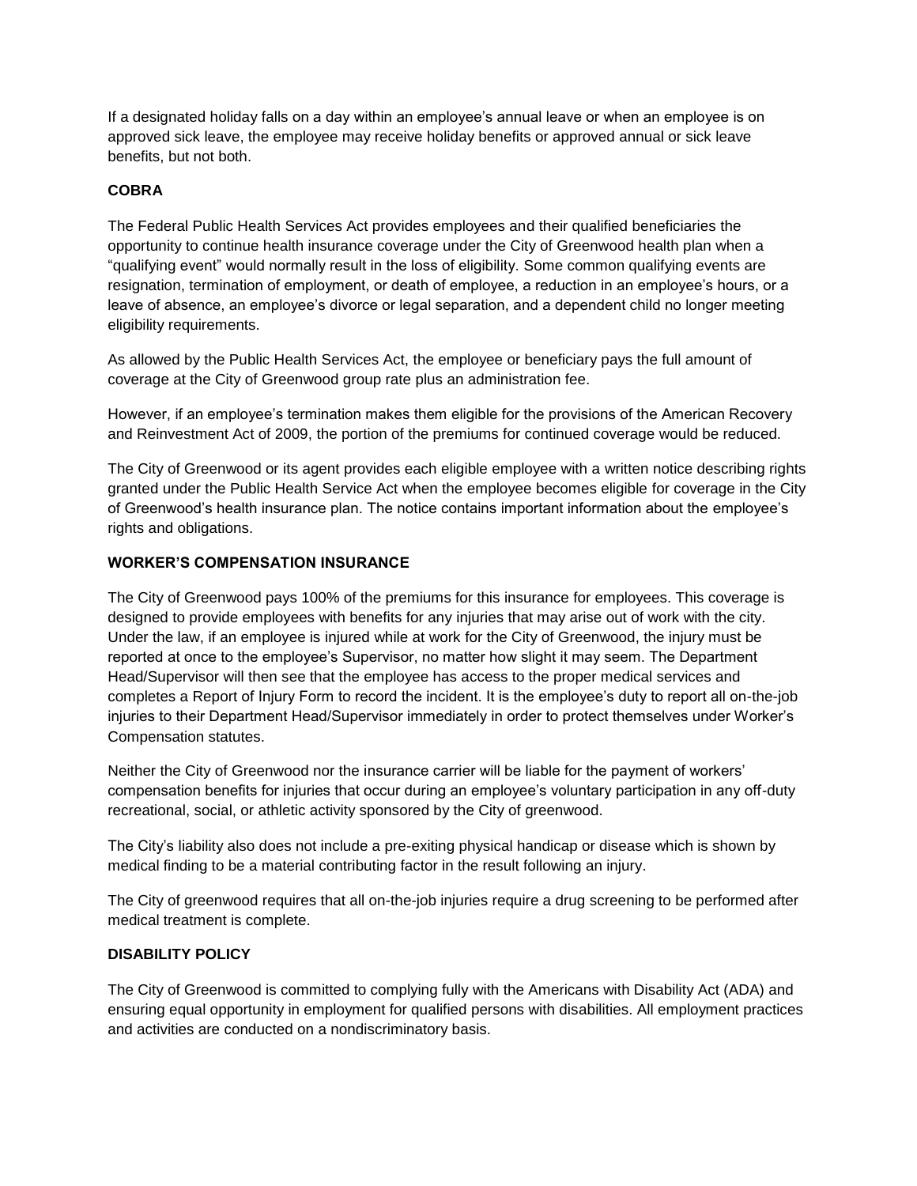If a designated holiday falls on a day within an employee's annual leave or when an employee is on approved sick leave, the employee may receive holiday benefits or approved annual or sick leave benefits, but not both.

### COBRA

The Federal Public Health Services Act provides employees and their qualified beneficiaries the opportunity to continue health insurance coverage under the City of Greenwood health plan when a "qualifying event" would normally result in the loss of eligibility. Some common qualifying events are resignation, termination of employment, or death of employee, a reduction in an employee's hours, or a leave of absence, an employee's divorce or legal separation, and a dependent child no longer meeting eligibility requirements.

As allowed by the Public Health Services Act, the employee or beneficiary pays the full amount of coverage at the City of Greenwood group rate plus an administration fee.

However, if an employee's termination makes them eligible for the provisions of the American Recovery and Reinvestment Act of 2009, the portion of the premiums for continued coverage would be reduced.

The City of Greenwood or its agent provides each eligible employee with a written notice describing rights granted under the Public Health Service Act when the employee becomes eligible for coverage in the City of Greenwood's health insurance plan. The notice contains important information about the employee's rights and obligations.

### WORKER'S COMPENSATION INSURANCE

The City of Greenwood pays 100% of the premiums for this insurance for employees. This coverage is designed to provide employees with benefits for any injuries that may arise out of work with the city. Under the law, if an employee is injured while at work for the City of Greenwood, the injury must be reported at once to the employee's Supervisor, no matter how slight it may seem. The Department Head/Supervisor will then see that the employee has access to the proper medical services and completes a Report of Injury Form to record the incident. It is the employee's duty to report all on-the-job injuries to their Department Head/Supervisor immediately in order to protect themselves under Worker's Compensation statutes.

Neither the City of Greenwood nor the insurance carrier will be liable for the payment of workers' compensation benefits for injuries that occur during an employee's voluntary participation in any off-duty recreational, social, or athletic activity sponsored by the City of greenwood.

The City's liability also does not include a pre-exiting physical handicap or disease which is shown by medical finding to be a material contributing factor in the result following an injury.

The City of greenwood requires that all on-the-job injuries require a drug screening to be performed after medical treatment is complete.

### DISABILITY POLICY

The City of Greenwood is committed to complying fully with the Americans with Disability Act (ADA) and ensuring equal opportunity in employment for qualified persons with disabilities. All employment practices and activities are conducted on a nondiscriminatory basis.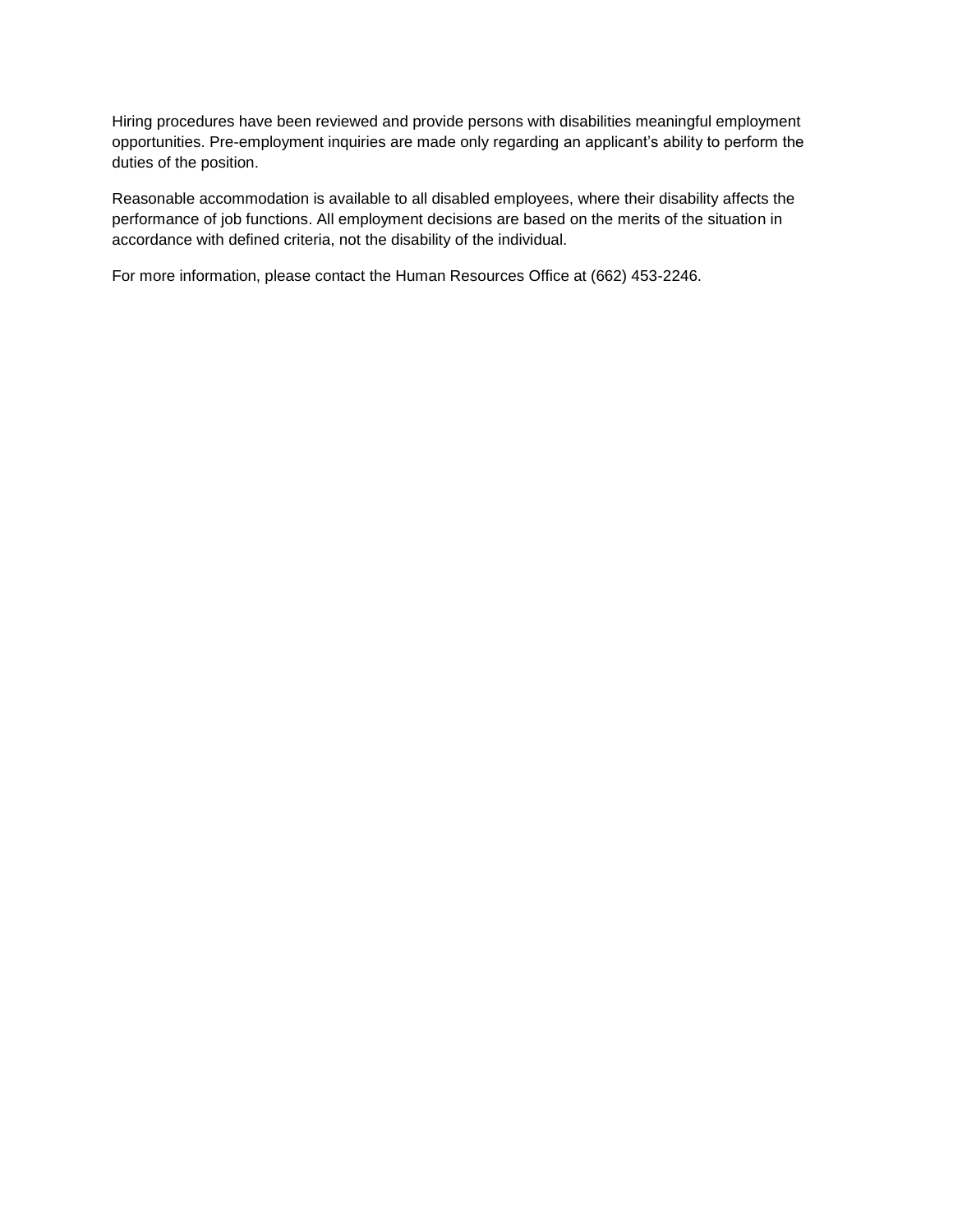Hiring procedures have been reviewed and provide persons with disabilities meaningful employment opportunities. Pre-employment inquiries are made only regarding an applicant's ability to perform the duties of the position.

Reasonable accommodation is available to all disabled employees, where their disability affects the performance of job functions. All employment decisions are based on the merits of the situation in accordance with defined criteria, not the disability of the individual.

For more information, please contact the Human Resources Office at (662) 453-2246.